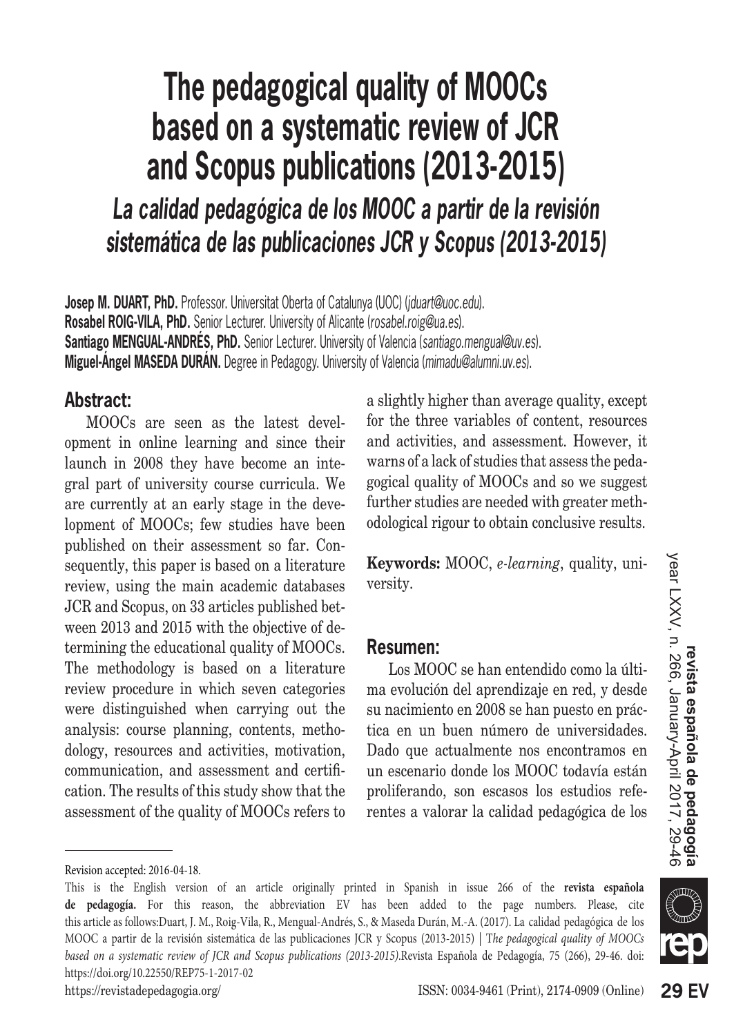# The pedagogical quality of MOOCs based on a systematic review of JCR and Scopus publications (2013-2015)

## *La calidad pedagógica de los MOOC a partir de la revisión sistemática de las publicaciones JCR y Scopus (2013-2015)*

**Josep M. DUART, PhD.** Professor. Universitat Oberta of Catalunya (UOC) (*jduart@uoc.edu*).
**Rosabel ROIG-VILA, PhD.** Senior Lecturer. University of Alicante (*rosabel.roig@ua.es*).
**Santiago MENGUAL-ANDRÉS, PhD.** Senior Lecturer. University of Valencia (*santiago.mengual@uv.es*).
**Miguel-Ángel MASEDA DURÁN.** Degree in Pedagogy. University of Valencia (*mimadu@alumni.uv.es*).

## Abstract:

MOOCs are seen as the latest development in online learning and since their launch in 2008 they have become an integral part of university course curricula. We are currently at an early stage in the development of MOOCs; few studies have been published on their assessment so far. Consequently, this paper is based on a literature review, using the main academic databases JCR and Scopus, on 33 articles published between 2013 and 2015 with the objective of determining the educational quality of MOOCs. The methodology is based on a literature review procedure in which seven categories were distinguished when carrying out the analysis: course planning, contents, methodology, resources and activities, motivation, communication, and assessment and certification. The results of this study show that the assessment of the quality of MOOCs refers to a slightly higher than average quality, except for the three variables of content, resources and activities, and assessment. However, it warns of a lack of studies that assess the pedagogical quality of MOOCs and so we suggest further studies are needed with greater methodological rigour to obtain conclusive results.

**Keywords:** MOOC, *e-learning*, quality, university.

## Resumen:

Los MOOC se han entendido como la última evolución del aprendizaje en red, y desde su nacimiento en 2008 se han puesto en práctica en un buen número de universidades. Dado que actualmente nos encontramos en un escenario donde los MOOC todavía están proliferando, son escasos los estudios referentes a valorar la calidad pedagógica de los

---

Revision accepted: 2016-04-18.

This is the English version of an article originally printed in Spanish in issue 266 of the **revista española de pedagogía.** For this reason, the abbreviation EV has been added to the page numbers. Please, cite this article as follows:Duart, J. M., Roig-Vila, R., Mengual-Andrés, S., & Maseda Durán, M.-A. (2017). La calidad pedagógica de los MOOC a partir de la revisión sistemática de las publicaciones JCR y Scopus (2013-2015) | T*he pedagogical quality of MOOCs based on a systematic review of JCR and Scopus publications (2013-2015)*.Revista Española de Pedagogía, 75 (266), 29-46. doi: https://doi.org/10.22550/REP75-1-2017-02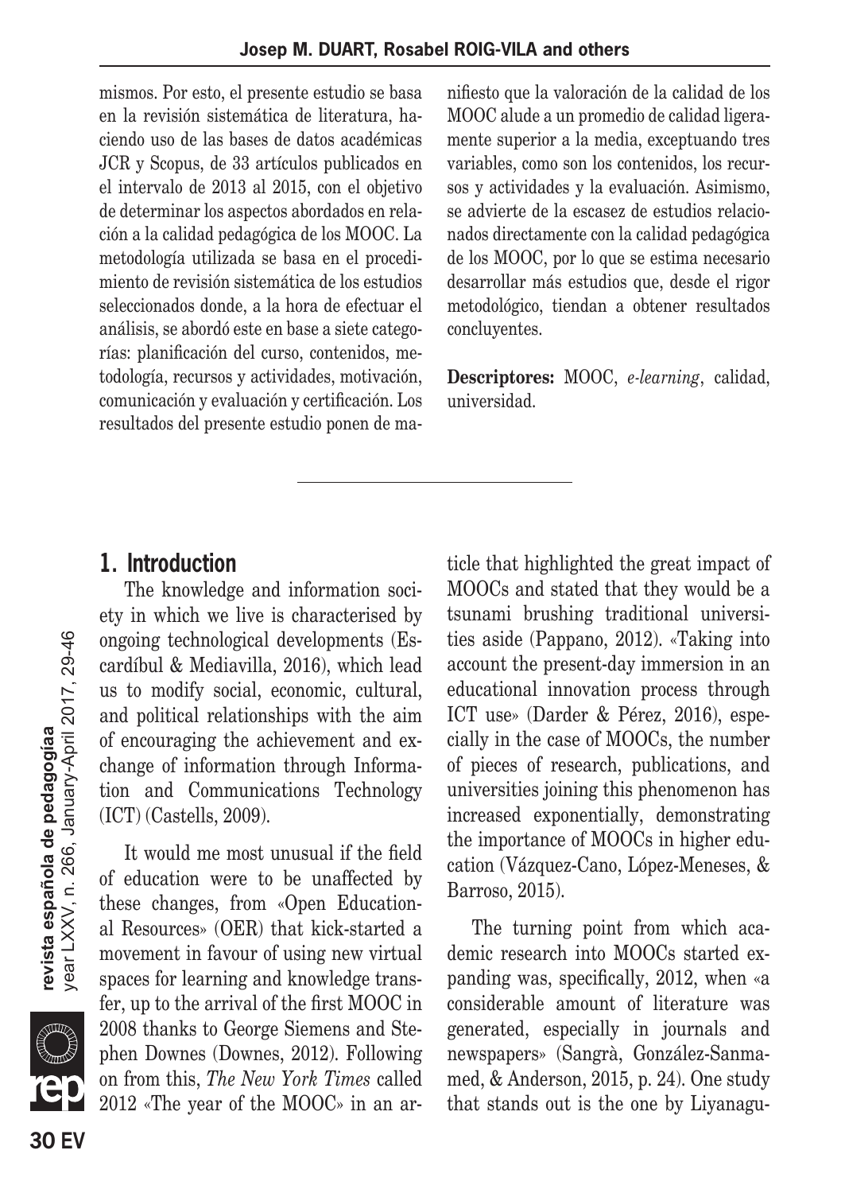mismos. Por esto, el presente estudio se basa en la revisión sistemática de literatura, haciendo uso de las bases de datos académicas JCR y Scopus, de 33 artículos publicados en el intervalo de 2013 al 2015, con el objetivo de determinar los aspectos abordados en relación a la calidad pedagógica de los MOOC. La metodología utilizada se basa en el procedimiento de revisión sistemática de los estudios seleccionados donde, a la hora de efectuar el análisis, se abordó este en base a siete categorías: planificación del curso, contenidos, metodología, recursos y actividades, motivación, comunicación y evaluación y certificación. Los resultados del presente estudio ponen de manifiesto que la valoración de la calidad de los MOOC alude a un promedio de calidad ligeramente superior a la media, exceptuando tres variables, como son los contenidos, los recursos y actividades y la evaluación. Asimismo, se advierte de la escasez de estudios relacionados directamente con la calidad pedagógica de los MOOC, por lo que se estima necesario desarrollar más estudios que, desde el rigor metodológico, tiendan a obtener resultados concluyentes.

**Descriptores:** MOOC, *e-learning*, calidad, universidad.

## 1. Introduction

The knowledge and information society in which we live is characterised by ongoing technological developments (Escardíbul & Mediavilla, 2016), which lead us to modify social, economic, cultural, and political relationships with the aim of encouraging the achievement and exchange of information through Information and Communications Technology (ICT) (Castells, 2009).

It would me most unusual if the field of education were to be unaffected by these changes, from «Open Educational Resources» (OER) that kick-started a movement in favour of using new virtual spaces for learning and knowledge transfer, up to the arrival of the first MOOC in 2008 thanks to George Siemens and Stephen Downes (Downes, 2012). Following on from this, *The New York Times* called 2012 «The year of the MOOC» in an article that highlighted the great impact of MOOCs and stated that they would be a tsunami brushing traditional universities aside (Pappano, 2012). «Taking into account the present-day immersion in an educational innovation process through ICT use» (Darder & Pérez, 2016), especially in the case of MOOCs, the number of pieces of research, publications, and universities joining this phenomenon has increased exponentially, demonstrating the importance of MOOCs in higher education (Vázquez-Cano, López-Meneses, & Barroso, 2015).

The turning point from which academic research into MOOCs started expanding was, specifically, 2012, when «a considerable amount of literature was generated, especially in journals and newspapers» (Sangrà, González-Sanmamed, & Anderson, 2015, p. 24). One study that stands out is the one by Liyanagu-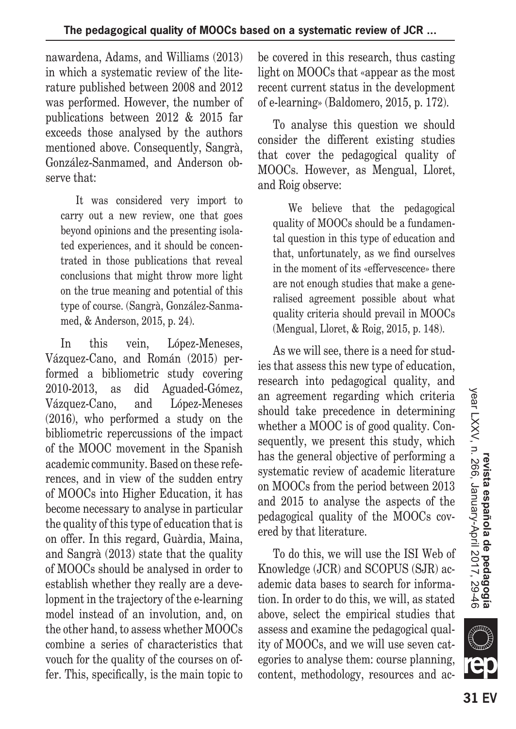nawardena, Adams, and Williams (2013) in which a systematic review of the literature published between 2008 and 2012 was performed. However, the number of publications between 2012 & 2015 far exceeds those analysed by the authors mentioned above. Consequently, Sangrà, González-Sanmamed, and Anderson observe that:

> It was considered very import to carry out a new review, one that goes beyond opinions and the presenting isolated experiences, and it should be concentrated in those publications that reveal conclusions that might throw more light on the true meaning and potential of this type of course. (Sangrà, González-Sanmamed, & Anderson, 2015, p. 24).

In this vein, López-Meneses, Vázquez-Cano, and Román (2015) performed a bibliometric study covering 2010-2013, as did Aguaded-Gómez, Vázquez-Cano, and López-Meneses (2016), who performed a study on the bibliometric repercussions of the impact of the MOOC movement in the Spanish academic community. Based on these references, and in view of the sudden entry of MOOCs into Higher Education, it has become necessary to analyse in particular the quality of this type of education that is on offer. In this regard, Guàrdia, Maina, and Sangrà (2013) state that the quality of MOOCs should be analysed in order to establish whether they really are a development in the trajectory of the e-learning model instead of an involution, and, on the other hand, to assess whether MOOCs combine a series of characteristics that vouch for the quality of the courses on offer. This, specifically, is the main topic to be covered in this research, thus casting light on MOOCs that «appear as the most recent current status in the development of e-learning» (Baldomero, 2015, p. 172).

To analyse this question we should consider the different existing studies that cover the pedagogical quality of MOOCs. However, as Mengual, Lloret, and Roig observe:

> We believe that the pedagogical quality of MOOCs should be a fundamental question in this type of education and that, unfortunately, as we find ourselves in the moment of its «effervescence» there are not enough studies that make a generalised agreement possible about what quality criteria should prevail in MOOCs (Mengual, Lloret, & Roig, 2015, p. 148).

As we will see, there is a need for studies that assess this new type of education, research into pedagogical quality, and an agreement regarding which criteria should take precedence in determining whether a MOOC is of good quality. Consequently, we present this study, which has the general objective of performing a systematic review of academic literature on MOOCs from the period between 2013 and 2015 to analyse the aspects of the pedagogical quality of the MOOCs covered by that literature.

To do this, we will use the ISI Web of Knowledge (JCR) and SCOPUS (SJR) academic data bases to search for information. In order to do this, we will, as stated above, select the empirical studies that assess and examine the pedagogical quality of MOOCs, and we will use seven categories to analyse them: course planning, content, methodology, resources and ac-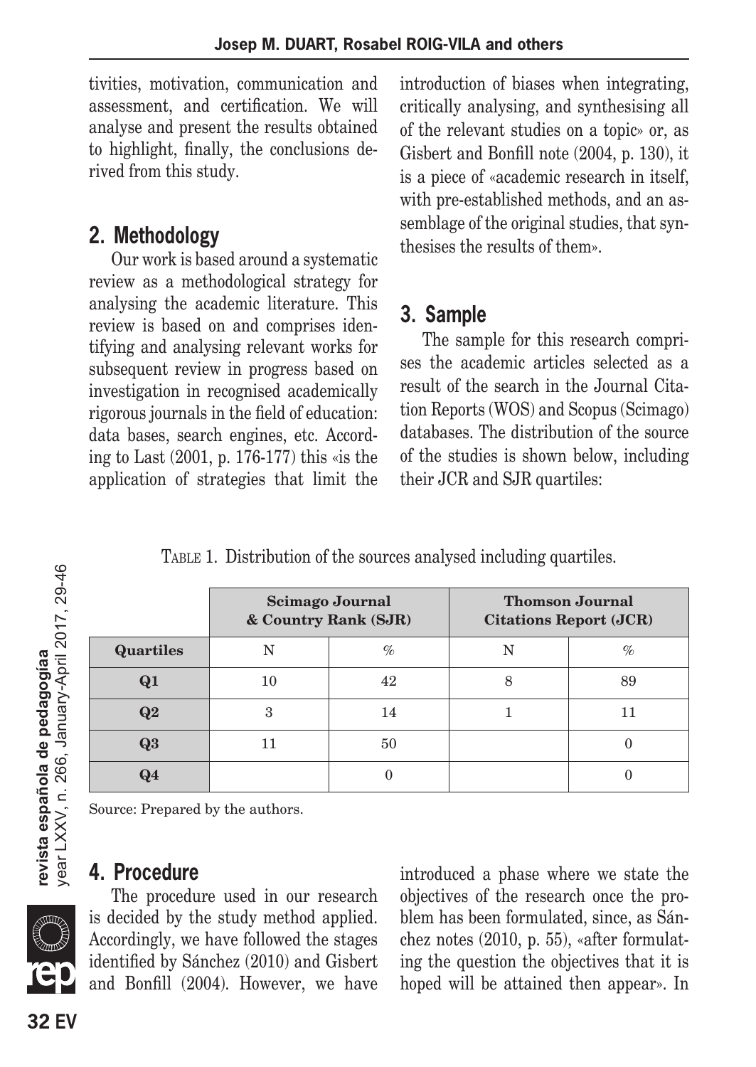tivities, motivation, communication and assessment, and certification. We will analyse and present the results obtained to highlight, finally, the conclusions derived from this study.

## 2. Methodology

Our work is based around a systematic review as a methodological strategy for analysing the academic literature. This review is based on and comprises identifying and analysing relevant works for subsequent review in progress based on investigation in recognised academically rigorous journals in the field of education: data bases, search engines, etc. According to Last (2001, p. 176-177) this «is the application of strategies that limit the introduction of biases when integrating, critically analysing, and synthesising all of the relevant studies on a topic» or, as Gisbert and Bonfill note (2004, p. 130), it is a piece of «academic research in itself, with pre-established methods, and an assemblage of the original studies, that synthesises the results of them».

## 3. Sample

The sample for this research comprises the academic articles selected as a result of the search in the Journal Citation Reports (WOS) and Scopus (Scimago) databases. The distribution of the source of the studies is shown below, including their JCR and SJR quartiles:

TABLE 1. Distribution of the sources analysed including quartiles.

| | Scimago Journal & Country Rank (SJR) | | Thomson Journal Citations Report (JCR) | |
|---|---|---|---|---|
| **Quartiles** | N | % | N | % |
| **Q1** | 10 | 42 | 8 | 89 |
| **Q2** | 3 | 14 | 1 | 11 |
| **Q3** | 11 | 50 | | 0 |
| **Q4** | | 0 | | 0 |

Source: Prepared by the authors.

## 4. Procedure

The procedure used in our research is decided by the study method applied. Accordingly, we have followed the stages identified by Sánchez (2010) and Gisbert and Bonfill (2004). However, we have introduced a phase where we state the objectives of the research once the problem has been formulated, since, as Sánchez notes (2010, p. 55), «after formulating the question the objectives that it is hoped will be attained then appear». In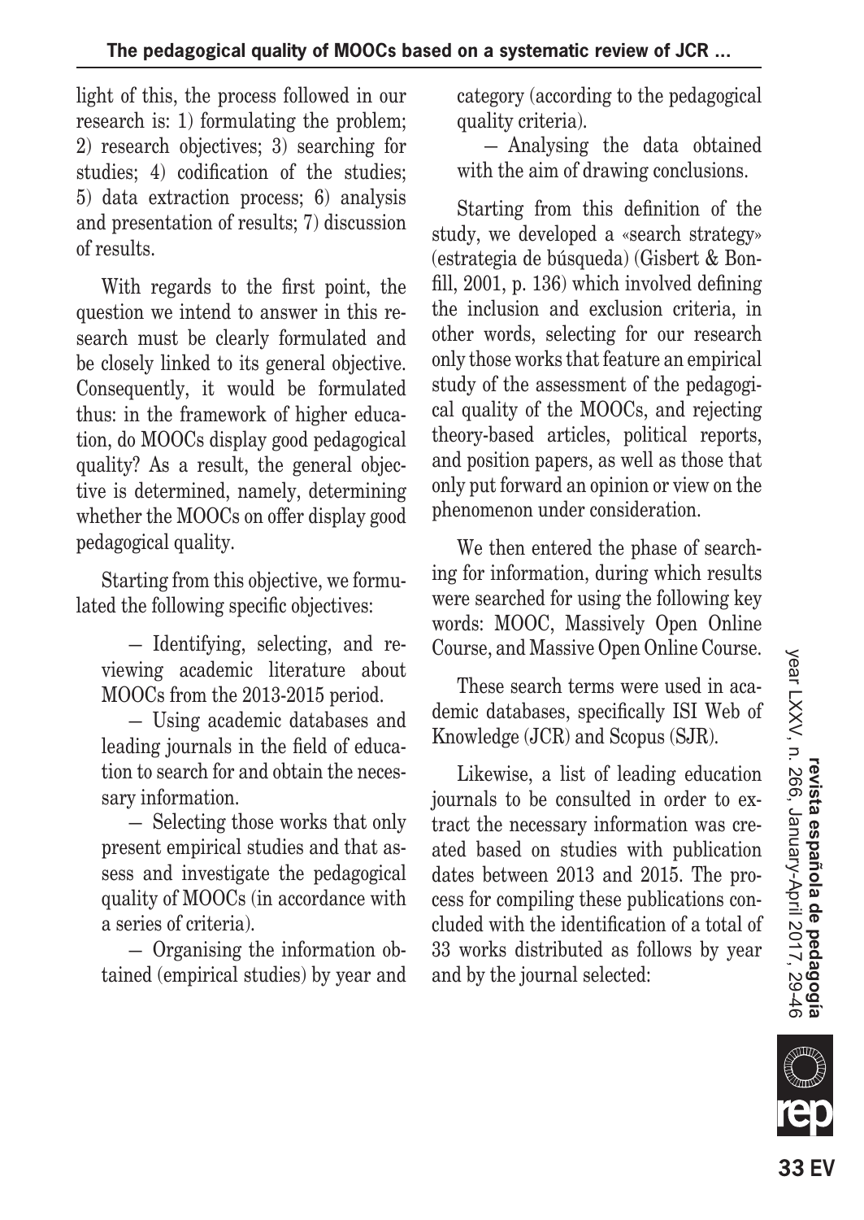light of this, the process followed in our research is: 1) formulating the problem; 2) research objectives; 3) searching for studies; 4) codification of the studies; 5) data extraction process; 6) analysis and presentation of results; 7) discussion of results.

With regards to the first point, the question we intend to answer in this research must be clearly formulated and be closely linked to its general objective. Consequently, it would be formulated thus: in the framework of higher education, do MOOCs display good pedagogical quality? As a result, the general objective is determined, namely, determining whether the MOOCs on offer display good pedagogical quality.

Starting from this objective, we formulated the following specific objectives:

— Identifying, selecting, and reviewing academic literature about MOOCs from the 2013-2015 period.

— Using academic databases and leading journals in the field of education to search for and obtain the necessary information.

— Selecting those works that only present empirical studies and that assess and investigate the pedagogical quality of MOOCs (in accordance with a series of criteria).

— Organising the information obtained (empirical studies) by year and category (according to the pedagogical quality criteria).

— Analysing the data obtained with the aim of drawing conclusions.

Starting from this definition of the study, we developed a «search strategy» (estrategia de búsqueda) (Gisbert & Bonfill, 2001, p. 136) which involved defining the inclusion and exclusion criteria, in other words, selecting for our research only those works that feature an empirical study of the assessment of the pedagogical quality of the MOOCs, and rejecting theory-based articles, political reports, and position papers, as well as those that only put forward an opinion or view on the phenomenon under consideration.

We then entered the phase of searching for information, during which results were searched for using the following key words: MOOC, Massively Open Online Course, and Massive Open Online Course.

These search terms were used in academic databases, specifically ISI Web of Knowledge (JCR) and Scopus (SJR).

Likewise, a list of leading education journals to be consulted in order to extract the necessary information was created based on studies with publication dates between 2013 and 2015. The process for compiling these publications concluded with the identification of a total of 33 works distributed as follows by year and by the journal selected: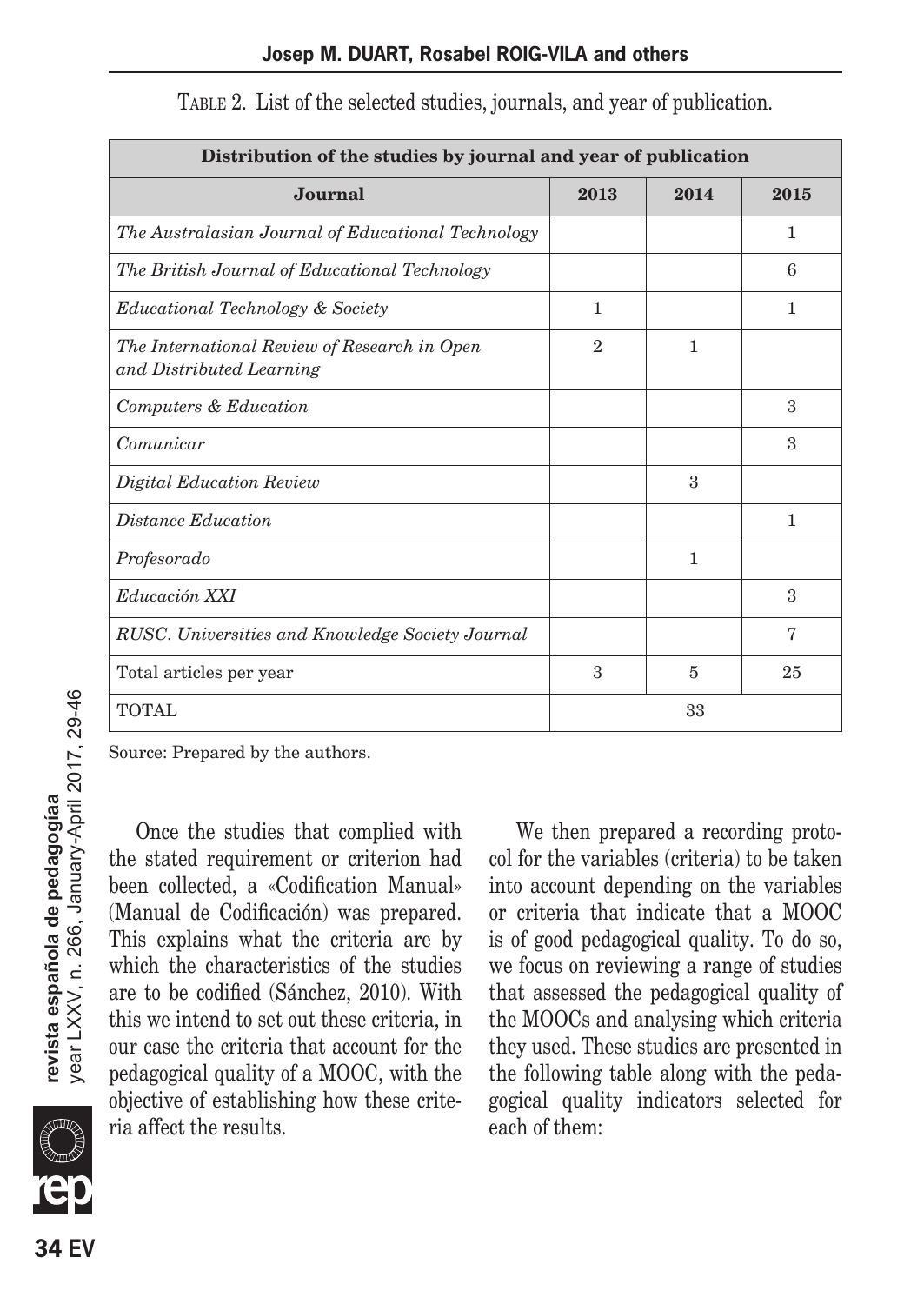TABLE 2. List of the selected studies, journals, and year of publication.

| Distribution of the studies by journal and year of publication | | | |
|---|---|---|---|
| **Journal** | **2013** | **2014** | **2015** |
| *The Australasian Journal of Educational Technology* | | | 1 |
| *The British Journal of Educational Technology* | | | 6 |
| *Educational Technology & Society* | 1 | | 1 |
| *The International Review of Research in Open and Distributed Learning* | 2 | 1 | |
| *Computers & Education* | | | 3 |
| *Comunicar* | | | 3 |
| *Digital Education Review* | | 3 | |
| *Distance Education* | | | 1 |
| *Profesorado* | | 1 | |
| *Educación XXI* | | | 3 |
| *RUSC. Universities and Knowledge Society Journal* | | | 7 |
| Total articles per year | 3 | 5 | 25 |
| TOTAL | 33 | | |

Source: Prepared by the authors.

Once the studies that complied with the stated requirement or criterion had been collected, a «Codification Manual» (Manual de Codificación) was prepared. This explains what the criteria are by which the characteristics of the studies are to be codified (Sánchez, 2010). With this we intend to set out these criteria, in our case the criteria that account for the pedagogical quality of a MOOC, with the objective of establishing how these criteria affect the results.

We then prepared a recording protocol for the variables (criteria) to be taken into account depending on the variables or criteria that indicate that a MOOC is of good pedagogical quality. To do so, we focus on reviewing a range of studies that assessed the pedagogical quality of the MOOCs and analysing which criteria they used. These studies are presented in the following table along with the pedagogical quality indicators selected for each of them: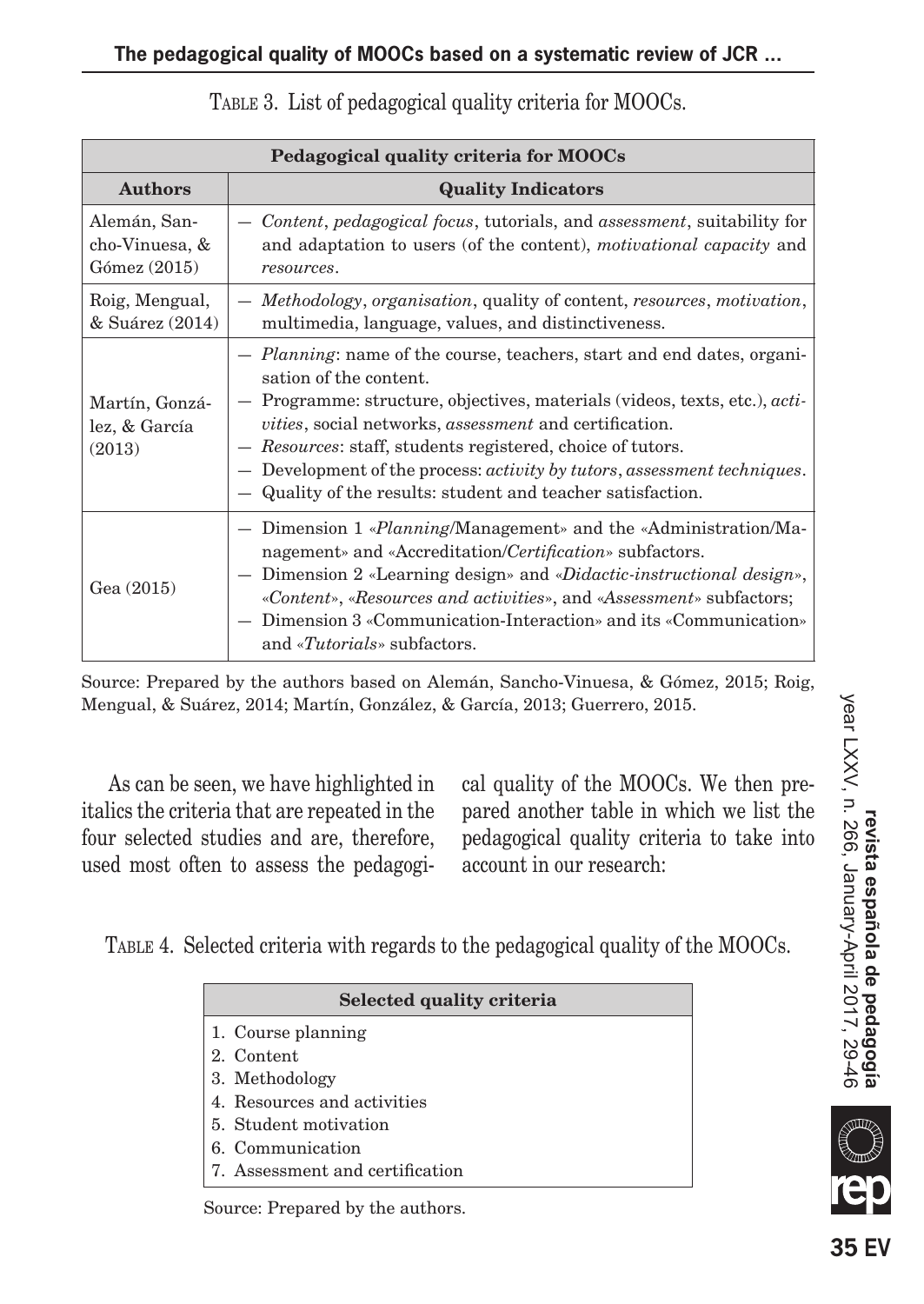TABLE 3. List of pedagogical quality criteria for MOOCs.

| Pedagogical quality criteria for MOOCs | |
|---|---|
| **Authors** | **Quality Indicators** |
| Alemán, Sancho-Vinuesa, & Gómez (2015) | — *Content*, *pedagogical focus*, tutorials, and *assessment*, suitability for and adaptation to users (of the content), *motivational capacity* and *resources*. |
| Roig, Mengual, & Suárez (2014) | — *Methodology*, *organisation*, quality of content, *resources*, *motivation*, multimedia, language, values, and distinctiveness. |
| Martín, González, & García (2013) | — *Planning*: name of the course, teachers, start and end dates, organisation of the content.<br>— Programme: structure, objectives, materials (videos, texts, etc.), *activities*, social networks, *assessment* and certification.<br>— *Resources*: staff, students registered, choice of tutors.<br>— Development of the process: *activity by tutors*, *assessment techniques*.<br>— Quality of the results: student and teacher satisfaction. |
| Gea (2015) | — Dimension 1 «*Planning*/Management» and the «Administration/Management» and «Accreditation/*Certification*» subfactors.<br>— Dimension 2 «Learning design» and «*Didactic-instructional design*», «*Content*», «*Resources and activities*», and «*Assessment*» subfactors;<br>— Dimension 3 «Communication-Interaction» and its «Communication» and «*Tutorials*» subfactors. |

Source: Prepared by the authors based on Alemán, Sancho-Vinuesa, & Gómez, 2015; Roig, Mengual, & Suárez, 2014; Martín, González, & García, 2013; Guerrero, 2015.

As can be seen, we have highlighted in italics the criteria that are repeated in the four selected studies and are, therefore, used most often to assess the pedagogical quality of the MOOCs. We then prepared another table in which we list the pedagogical quality criteria to take into account in our research:

TABLE 4. Selected criteria with regards to the pedagogical quality of the MOOCs.

| Selected quality criteria |
|---|
| 1. Course planning |
| 2. Content |
| 3. Methodology |
| 4. Resources and activities |
| 5. Student motivation |
| 6. Communication |
| 7. Assessment and certification |

Source: Prepared by the authors.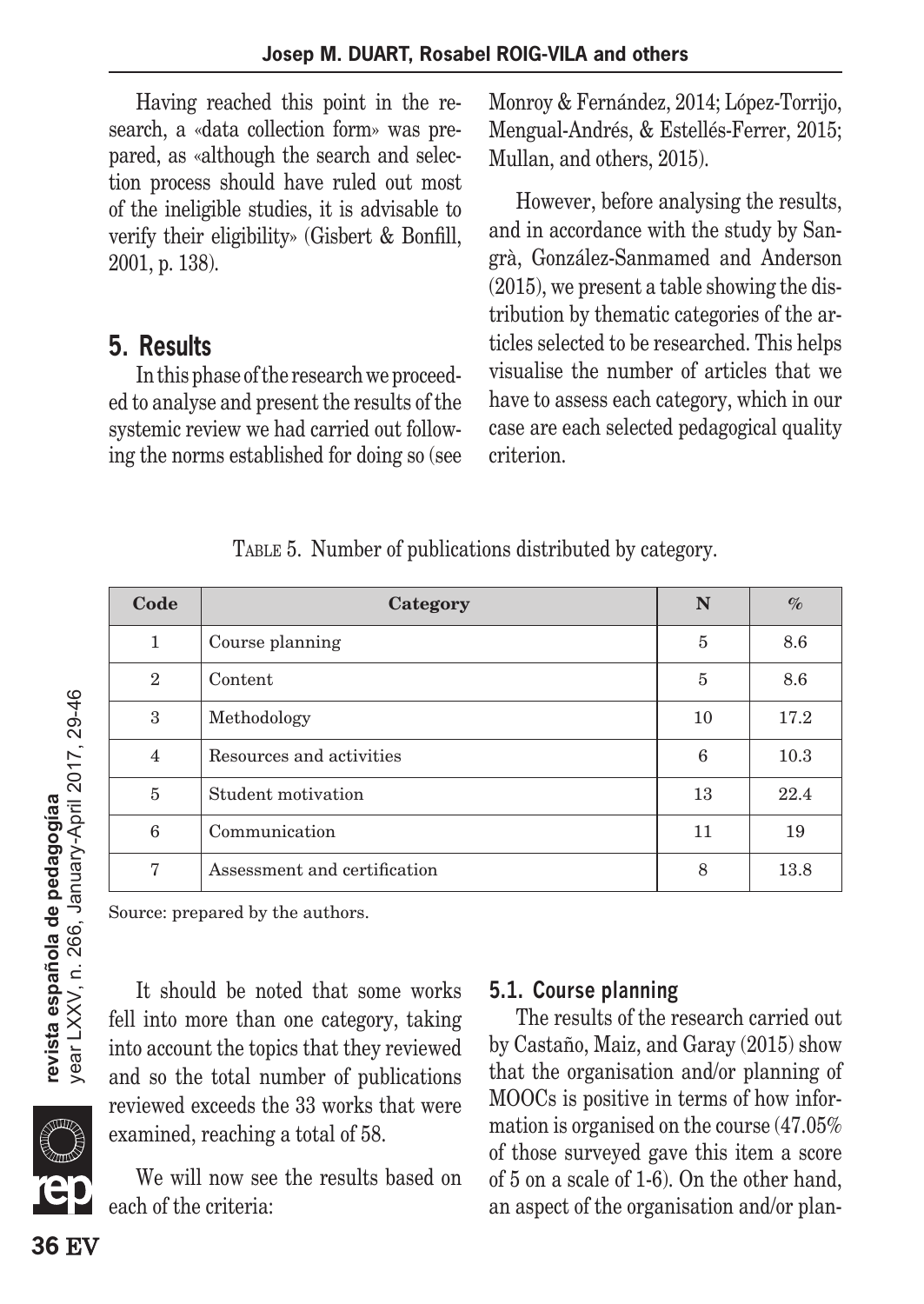Having reached this point in the research, a «data collection form» was prepared, as «although the search and selection process should have ruled out most of the ineligible studies, it is advisable to verify their eligibility» (Gisbert & Bonfill, 2001, p. 138).

## 5. Results

In this phase of the research we proceeded to analyse and present the results of the systemic review we had carried out following the norms established for doing so (see Monroy & Fernández, 2014; López-Torrijo, Mengual-Andrés, & Estellés-Ferrer, 2015; Mullan, and others, 2015).

However, before analysing the results, and in accordance with the study by Sangrà, González-Sanmamed and Anderson (2015), we present a table showing the distribution by thematic categories of the articles selected to be researched. This helps visualise the number of articles that we have to assess each category, which in our case are each selected pedagogical quality criterion.

TABLE 5. Number of publications distributed by category.

| Code | Category | N | % |
|---|---|---|---|
| 1 | Course planning | 5 | 8.6 |
| 2 | Content | 5 | 8.6 |
| 3 | Methodology | 10 | 17.2 |
| 4 | Resources and activities | 6 | 10.3 |
| 5 | Student motivation | 13 | 22.4 |
| 6 | Communication | 11 | 19 |
| 7 | Assessment and certification | 8 | 13.8 |

Source: prepared by the authors.

It should be noted that some works fell into more than one category, taking into account the topics that they reviewed and so the total number of publications reviewed exceeds the 33 works that were examined, reaching a total of 58.

We will now see the results based on each of the criteria:

### 5.1. Course planning

The results of the research carried out by Castaño, Maiz, and Garay (2015) show that the organisation and/or planning of MOOCs is positive in terms of how information is organised on the course (47.05% of those surveyed gave this item a score of 5 on a scale of 1-6). On the other hand, an aspect of the organisation and/or plan-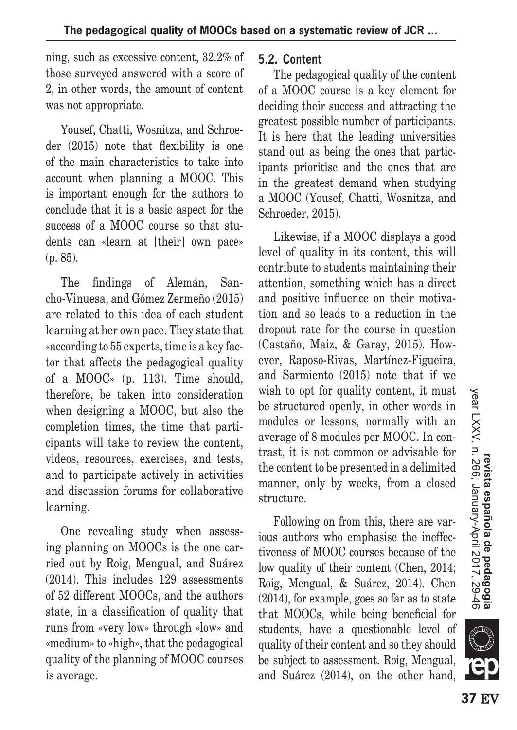ning, such as excessive content, 32.2% of those surveyed answered with a score of 2, in other words, the amount of content was not appropriate.

Yousef, Chatti, Wosnitza, and Schroeder (2015) note that flexibility is one of the main characteristics to take into account when planning a MOOC. This is important enough for the authors to conclude that it is a basic aspect for the success of a MOOC course so that students can «learn at [their] own pace» (p. 85).

The findings of Alemán, Sancho-Vinuesa, and Gómez Zermeño (2015) are related to this idea of each student learning at her own pace. They state that «according to 55 experts, time is a key factor that affects the pedagogical quality of a MOOC» (p. 113). Time should, therefore, be taken into consideration when designing a MOOC, but also the completion times, the time that participants will take to review the content, videos, resources, exercises, and tests, and to participate actively in activities and discussion forums for collaborative learning.

One revealing study when assessing planning on MOOCs is the one carried out by Roig, Mengual, and Suárez (2014). This includes 129 assessments of 52 different MOOCs, and the authors state, in a classification of quality that runs from «very low» through «low» and «medium» to «high», that the pedagogical quality of the planning of MOOC courses is average.

### 5.2. Content

The pedagogical quality of the content of a MOOC course is a key element for deciding their success and attracting the greatest possible number of participants. It is here that the leading universities stand out as being the ones that participants prioritise and the ones that are in the greatest demand when studying a MOOC (Yousef, Chatti, Wosnitza, and Schroeder, 2015).

Likewise, if a MOOC displays a good level of quality in its content, this will contribute to students maintaining their attention, something which has a direct and positive influence on their motivation and so leads to a reduction in the dropout rate for the course in question (Castaño, Maiz, & Garay, 2015). However, Raposo-Rivas, Martínez-Figueira, and Sarmiento (2015) note that if we wish to opt for quality content, it must be structured openly, in other words in modules or lessons, normally with an average of 8 modules per MOOC. In contrast, it is not common or advisable for the content to be presented in a delimited manner, only by weeks, from a closed structure.

Following on from this, there are various authors who emphasise the ineffectiveness of MOOC courses because of the low quality of their content (Chen, 2014; Roig, Mengual, & Suárez, 2014). Chen (2014), for example, goes so far as to state that MOOCs, while being beneficial for students, have a questionable level of quality of their content and so they should be subject to assessment. Roig, Mengual, and Suárez (2014), on the other hand,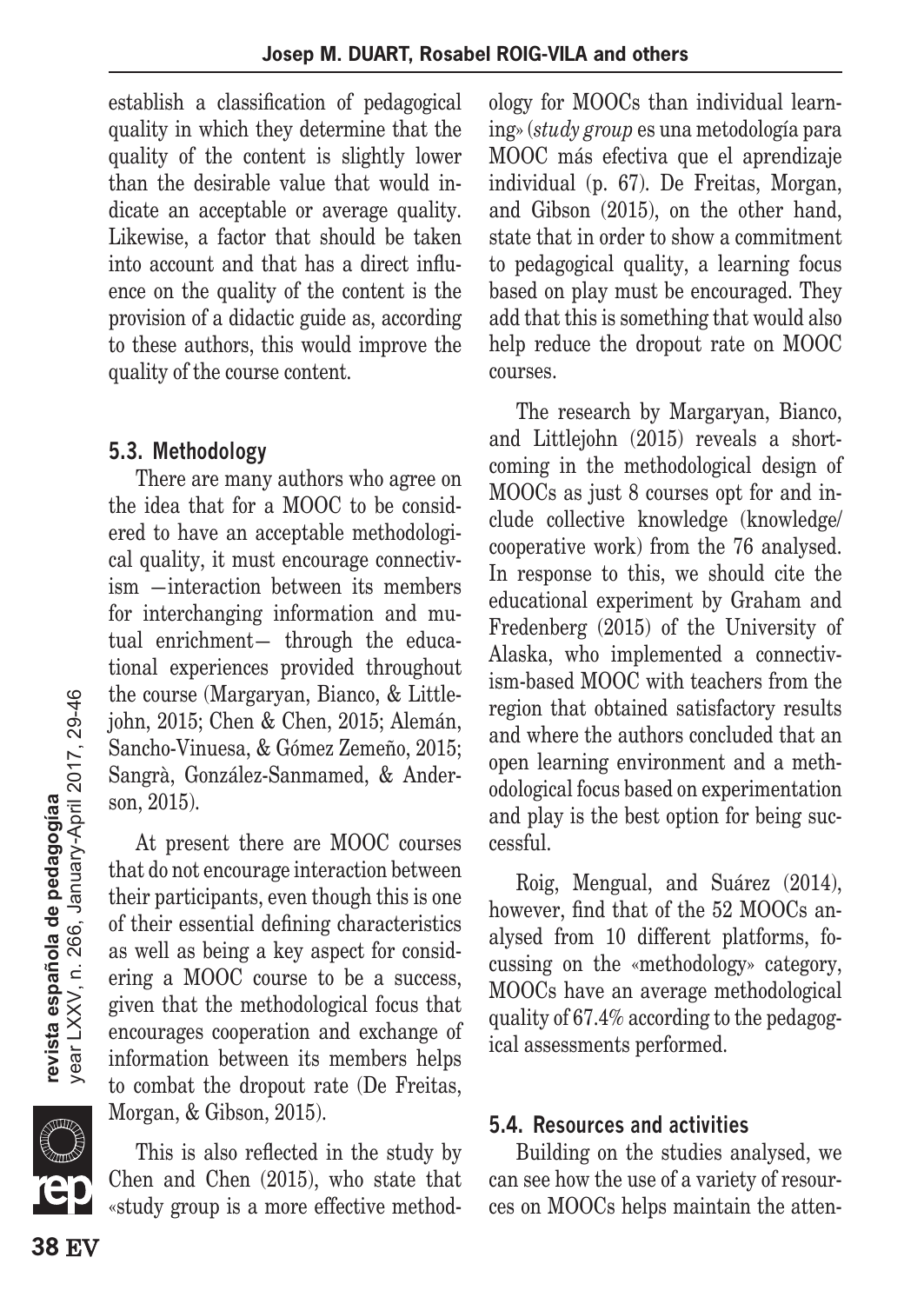establish a classification of pedagogical quality in which they determine that the quality of the content is slightly lower than the desirable value that would indicate an acceptable or average quality. Likewise, a factor that should be taken into account and that has a direct influence on the quality of the content is the provision of a didactic guide as, according to these authors, this would improve the quality of the course content.

### 5.3. Methodology

There are many authors who agree on the idea that for a MOOC to be considered to have an acceptable methodological quality, it must encourage connectivism —interaction between its members for interchanging information and mutual enrichment— through the educational experiences provided throughout the course (Margaryan, Bianco, & Littlejohn, 2015; Chen & Chen, 2015; Alemán, Sancho-Vinuesa, & Gómez Zemeño, 2015; Sangrà, González-Sanmamed, & Anderson, 2015).

At present there are MOOC courses that do not encourage interaction between their participants, even though this is one of their essential defining characteristics as well as being a key aspect for considering a MOOC course to be a success, given that the methodological focus that encourages cooperation and exchange of information between its members helps to combat the dropout rate (De Freitas, Morgan, & Gibson, 2015).

This is also reflected in the study by Chen and Chen (2015), who state that «study group is a more effective methodology for MOOCs than individual learning» (*study group* es una metodología para MOOC más efectiva que el aprendizaje individual (p. 67). De Freitas, Morgan, and Gibson (2015), on the other hand, state that in order to show a commitment to pedagogical quality, a learning focus based on play must be encouraged. They add that this is something that would also help reduce the dropout rate on MOOC courses.

The research by Margaryan, Bianco, and Littlejohn (2015) reveals a shortcoming in the methodological design of MOOCs as just 8 courses opt for and include collective knowledge (knowledge/cooperative work) from the 76 analysed. In response to this, we should cite the educational experiment by Graham and Fredenberg (2015) of the University of Alaska, who implemented a connectivism-based MOOC with teachers from the region that obtained satisfactory results and where the authors concluded that an open learning environment and a methodological focus based on experimentation and play is the best option for being successful.

Roig, Mengual, and Suárez (2014), however, find that of the 52 MOOCs analysed from 10 different platforms, focussing on the «methodology» category, MOOCs have an average methodological quality of 67.4% according to the pedagogical assessments performed.

### 5.4. Resources and activities

Building on the studies analysed, we can see how the use of a variety of resources on MOOCs helps maintain the atten-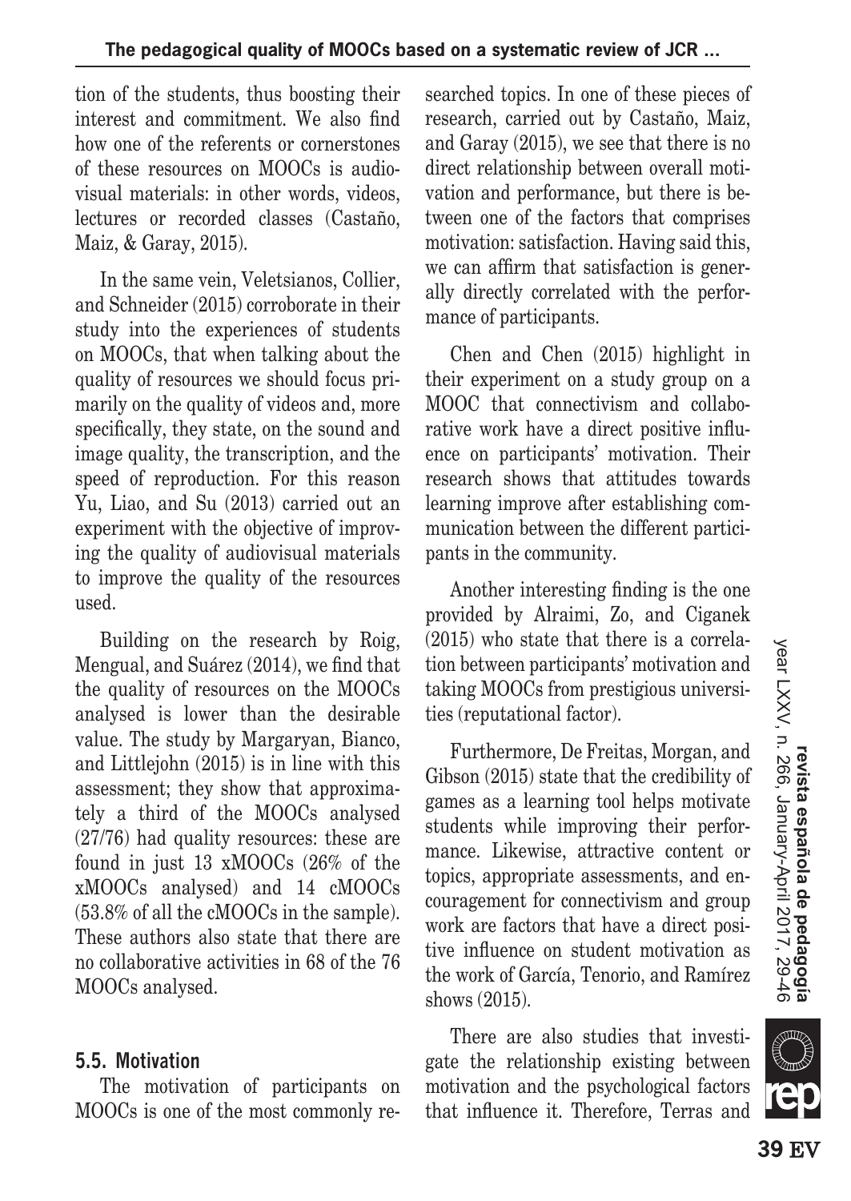tion of the students, thus boosting their interest and commitment. We also find how one of the referents or cornerstones of these resources on MOOCs is audiovisual materials: in other words, videos, lectures or recorded classes (Castaño, Maiz, & Garay, 2015).

In the same vein, Veletsianos, Collier, and Schneider (2015) corroborate in their study into the experiences of students on MOOCs, that when talking about the quality of resources we should focus primarily on the quality of videos and, more specifically, they state, on the sound and image quality, the transcription, and the speed of reproduction. For this reason Yu, Liao, and Su (2013) carried out an experiment with the objective of improving the quality of audiovisual materials to improve the quality of the resources used.

Building on the research by Roig, Mengual, and Suárez (2014), we find that the quality of resources on the MOOCs analysed is lower than the desirable value. The study by Margaryan, Bianco, and Littlejohn (2015) is in line with this assessment; they show that approximately a third of the MOOCs analysed (27/76) had quality resources: these are found in just 13 xMOOCs (26% of the xMOOCs analysed) and 14 cMOOCs (53.8% of all the cMOOCs in the sample). These authors also state that there are no collaborative activities in 68 of the 76 MOOCs analysed.

### 5.5. Motivation

The motivation of participants on MOOCs is one of the most commonly researched topics. In one of these pieces of research, carried out by Castaño, Maiz, and Garay (2015), we see that there is no direct relationship between overall motivation and performance, but there is between one of the factors that comprises motivation: satisfaction. Having said this, we can affirm that satisfaction is generally directly correlated with the performance of participants.

Chen and Chen (2015) highlight in their experiment on a study group on a MOOC that connectivism and collaborative work have a direct positive influence on participants' motivation. Their research shows that attitudes towards learning improve after establishing communication between the different participants in the community.

Another interesting finding is the one provided by Alraimi, Zo, and Ciganek (2015) who state that there is a correlation between participants' motivation and taking MOOCs from prestigious universities (reputational factor).

Furthermore, De Freitas, Morgan, and Gibson (2015) state that the credibility of games as a learning tool helps motivate students while improving their performance. Likewise, attractive content or topics, appropriate assessments, and encouragement for connectivism and group work are factors that have a direct positive influence on student motivation as the work of García, Tenorio, and Ramírez shows (2015).

There are also studies that investigate the relationship existing between motivation and the psychological factors that influence it. Therefore, Terras and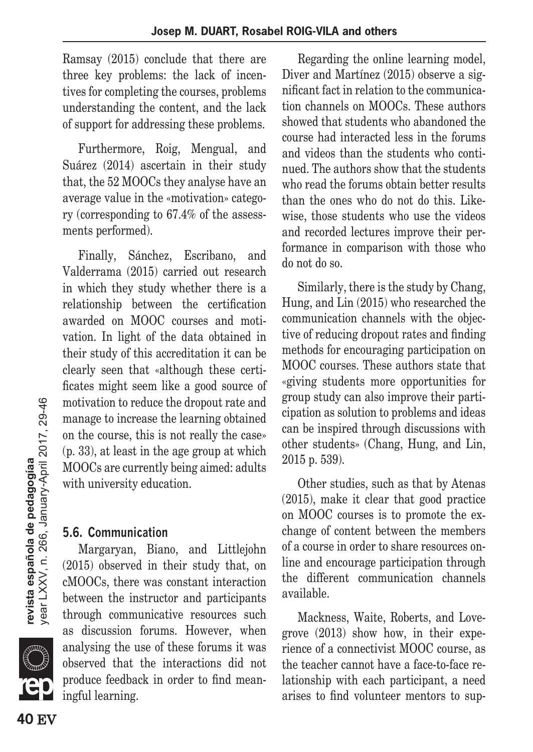Ramsay (2015) conclude that there are three key problems: the lack of incentives for completing the courses, problems understanding the content, and the lack of support for addressing these problems.

Furthermore, Roig, Mengual, and Suárez (2014) ascertain in their study that, the 52 MOOCs they analyse have an average value in the «motivation» category (corresponding to 67.4% of the assessments performed).

Finally, Sánchez, Escribano, and Valderrama (2015) carried out research in which they study whether there is a relationship between the certification awarded on MOOC courses and motivation. In light of the data obtained in their study of this accreditation it can be clearly seen that «although these certificates might seem like a good source of motivation to reduce the dropout rate and manage to increase the learning obtained on the course, this is not really the case» (p. 33), at least in the age group at which MOOCs are currently being aimed: adults with university education.

### 5.6. Communication

Margaryan, Biano, and Littlejohn (2015) observed in their study that, on cMOOCs, there was constant interaction between the instructor and participants through communicative resources such as discussion forums. However, when analysing the use of these forums it was observed that the interactions did not produce feedback in order to find meaningful learning.

Regarding the online learning model, Diver and Martínez (2015) observe a significant fact in relation to the communication channels on MOOCs. These authors showed that students who abandoned the course had interacted less in the forums and videos than the students who continued. The authors show that the students who read the forums obtain better results than the ones who do not do this. Likewise, those students who use the videos and recorded lectures improve their performance in comparison with those who do not do so.

Similarly, there is the study by Chang, Hung, and Lin (2015) who researched the communication channels with the objective of reducing dropout rates and finding methods for encouraging participation on MOOC courses. These authors state that «giving students more opportunities for group study can also improve their participation as solution to problems and ideas can be inspired through discussions with other students» (Chang, Hung, and Lin, 2015 p. 539).

Other studies, such as that by Atenas (2015), make it clear that good practice on MOOC courses is to promote the exchange of content between the members of a course in order to share resources online and encourage participation through the different communication channels available.

Mackness, Waite, Roberts, and Lovegrove (2013) show how, in their experience of a connectivist MOOC course, as the teacher cannot have a face-to-face relationship with each participant, a need arises to find volunteer mentors to sup-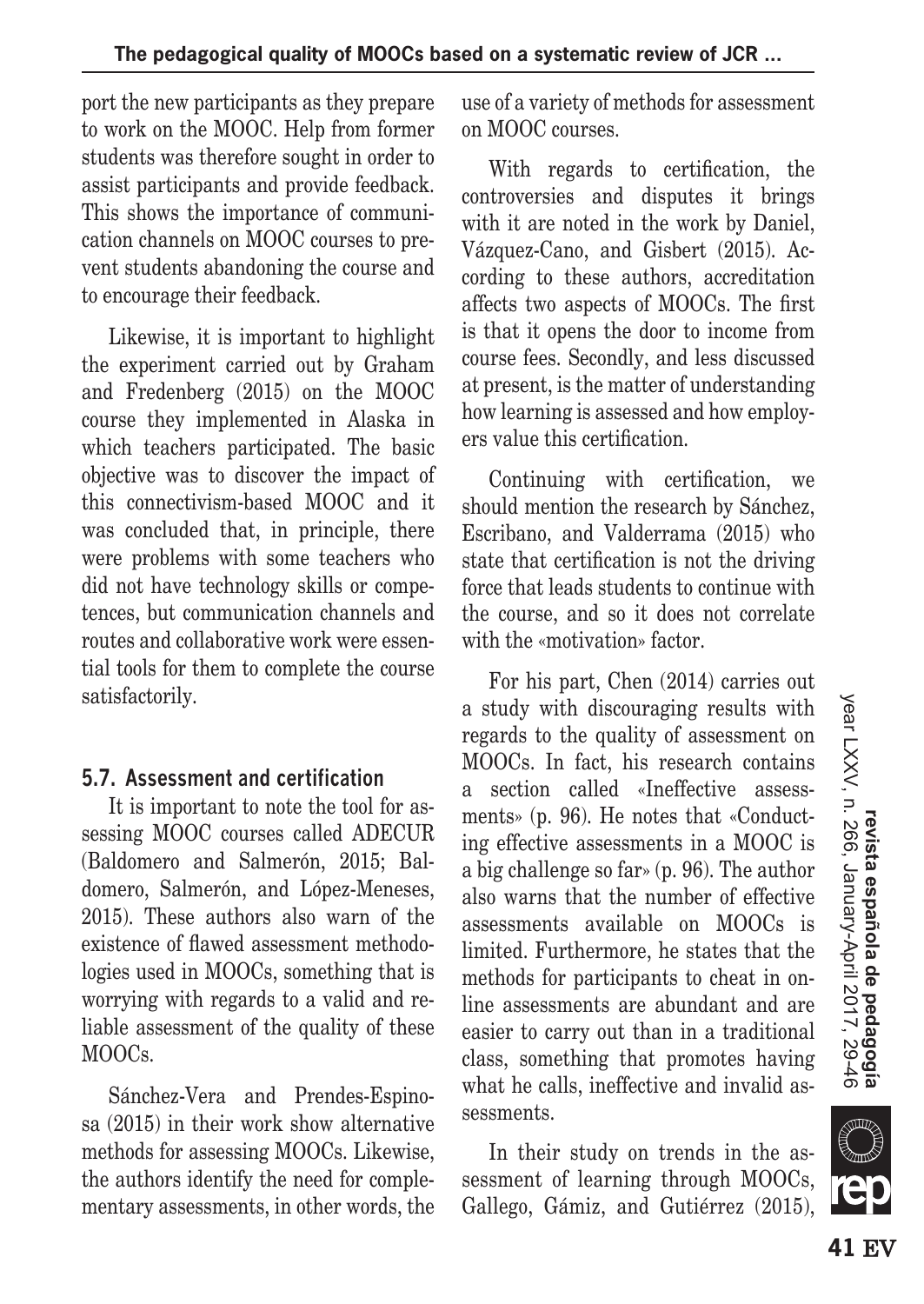port the new participants as they prepare to work on the MOOC. Help from former students was therefore sought in order to assist participants and provide feedback. This shows the importance of communication channels on MOOC courses to prevent students abandoning the course and to encourage their feedback.

Likewise, it is important to highlight the experiment carried out by Graham and Fredenberg (2015) on the MOOC course they implemented in Alaska in which teachers participated. The basic objective was to discover the impact of this connectivism-based MOOC and it was concluded that, in principle, there were problems with some teachers who did not have technology skills or competences, but communication channels and routes and collaborative work were essential tools for them to complete the course satisfactorily.

### 5.7. Assessment and certification

It is important to note the tool for assessing MOOC courses called ADECUR (Baldomero and Salmerón, 2015; Baldomero, Salmerón, and López-Meneses, 2015). These authors also warn of the existence of flawed assessment methodologies used in MOOCs, something that is worrying with regards to a valid and reliable assessment of the quality of these MOOCs.

Sánchez-Vera and Prendes-Espinosa (2015) in their work show alternative methods for assessing MOOCs. Likewise, the authors identify the need for complementary assessments, in other words, the use of a variety of methods for assessment on MOOC courses.

With regards to certification, the controversies and disputes it brings with it are noted in the work by Daniel, Vázquez-Cano, and Gisbert (2015). According to these authors, accreditation affects two aspects of MOOCs. The first is that it opens the door to income from course fees. Secondly, and less discussed at present, is the matter of understanding how learning is assessed and how employers value this certification.

Continuing with certification, we should mention the research by Sánchez, Escribano, and Valderrama (2015) who state that certification is not the driving force that leads students to continue with the course, and so it does not correlate with the «motivation» factor.

For his part, Chen (2014) carries out a study with discouraging results with regards to the quality of assessment on MOOCs. In fact, his research contains a section called «Ineffective assessments» (p. 96). He notes that «Conducting effective assessments in a MOOC is a big challenge so far» (p. 96). The author also warns that the number of effective assessments available on MOOCs is limited. Furthermore, he states that the methods for participants to cheat in online assessments are abundant and are easier to carry out than in a traditional class, something that promotes having what he calls, ineffective and invalid assessments.

In their study on trends in the assessment of learning through MOOCs, Gallego, Gámiz, and Gutiérrez (2015),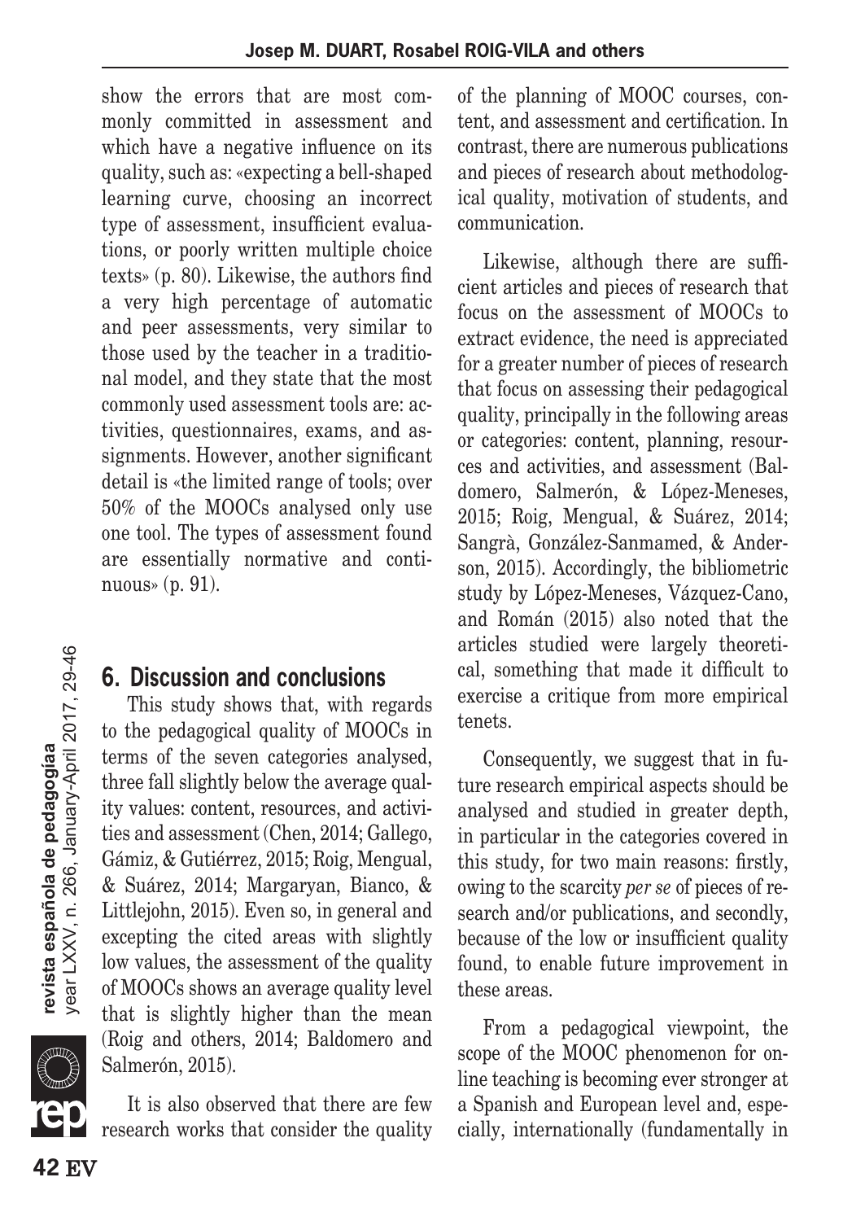show the errors that are most commonly committed in assessment and which have a negative influence on its quality, such as: «expecting a bell-shaped learning curve, choosing an incorrect type of assessment, insufficient evaluations, or poorly written multiple choice texts» (p. 80). Likewise, the authors find a very high percentage of automatic and peer assessments, very similar to those used by the teacher in a traditional model, and they state that the most commonly used assessment tools are: activities, questionnaires, exams, and assignments. However, another significant detail is «the limited range of tools; over 50% of the MOOCs analysed only use one tool. The types of assessment found are essentially normative and continuous» (p. 91).

## 6. Discussion and conclusions

This study shows that, with regards to the pedagogical quality of MOOCs in terms of the seven categories analysed, three fall slightly below the average quality values: content, resources, and activities and assessment (Chen, 2014; Gallego, Gámiz, & Gutiérrez, 2015; Roig, Mengual, & Suárez, 2014; Margaryan, Bianco, & Littlejohn, 2015). Even so, in general and excepting the cited areas with slightly low values, the assessment of the quality of MOOCs shows an average quality level that is slightly higher than the mean (Roig and others, 2014; Baldomero and Salmerón, 2015).

It is also observed that there are few research works that consider the quality of the planning of MOOC courses, content, and assessment and certification. In contrast, there are numerous publications and pieces of research about methodological quality, motivation of students, and communication.

Likewise, although there are sufficient articles and pieces of research that focus on the assessment of MOOCs to extract evidence, the need is appreciated for a greater number of pieces of research that focus on assessing their pedagogical quality, principally in the following areas or categories: content, planning, resources and activities, and assessment (Baldomero, Salmerón, & López-Meneses, 2015; Roig, Mengual, & Suárez, 2014; Sangrà, González-Sanmamed, & Anderson, 2015). Accordingly, the bibliometric study by López-Meneses, Vázquez-Cano, and Román (2015) also noted that the articles studied were largely theoretical, something that made it difficult to exercise a critique from more empirical tenets.

Consequently, we suggest that in future research empirical aspects should be analysed and studied in greater depth, in particular in the categories covered in this study, for two main reasons: firstly, owing to the scarcity *per se* of pieces of research and/or publications, and secondly, because of the low or insufficient quality found, to enable future improvement in these areas.

From a pedagogical viewpoint, the scope of the MOOC phenomenon for online teaching is becoming ever stronger at a Spanish and European level and, especially, internationally (fundamentally in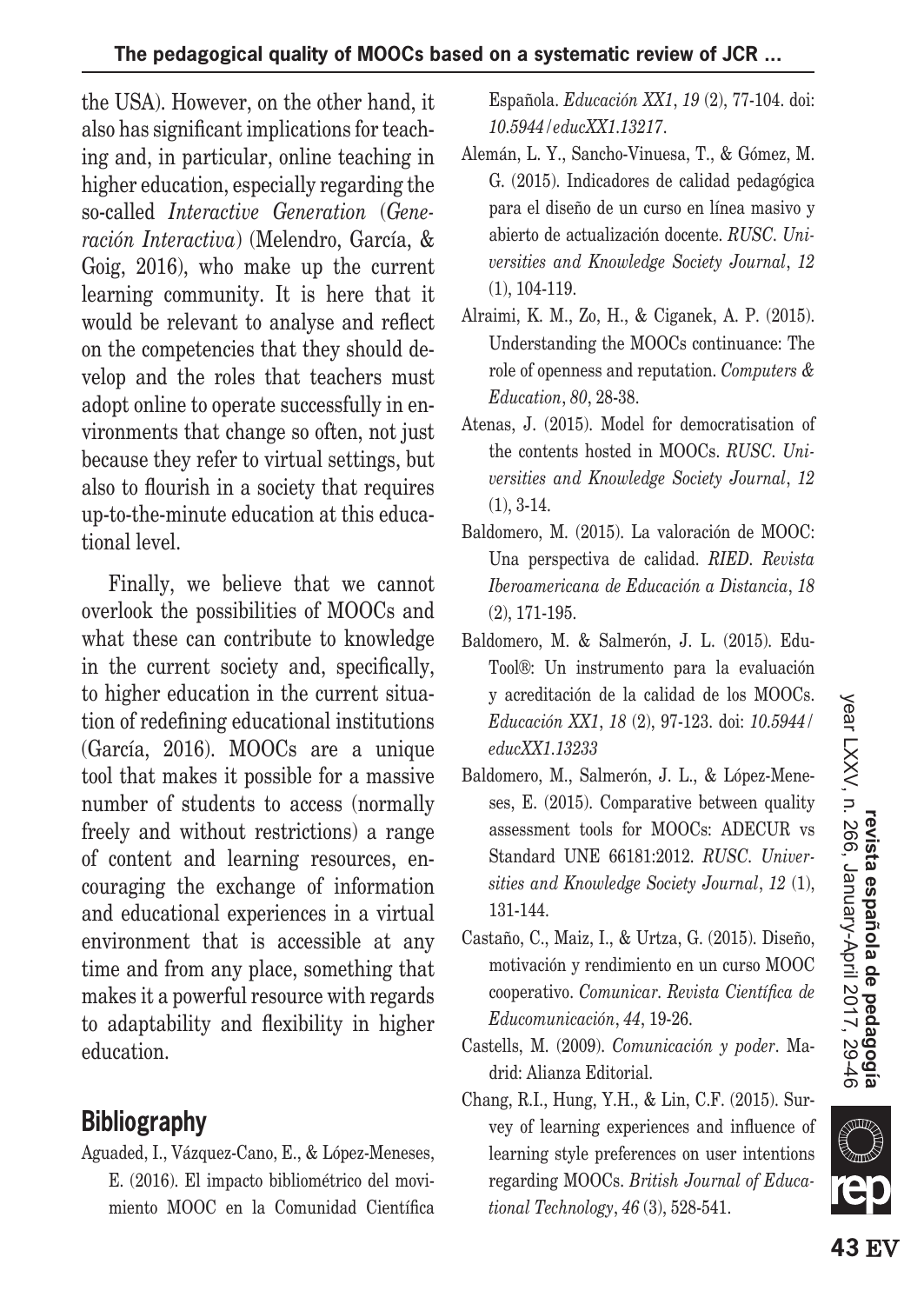the USA). However, on the other hand, it also has significant implications for teaching and, in particular, online teaching in higher education, especially regarding the so-called *Interactive Generation* (*Generación Interactiva*) (Melendro, García, & Goig, 2016), who make up the current learning community. It is here that it would be relevant to analyse and reflect on the competencies that they should develop and the roles that teachers must adopt online to operate successfully in environments that change so often, not just because they refer to virtual settings, but also to flourish in a society that requires up-to-the-minute education at this educational level.

Finally, we believe that we cannot overlook the possibilities of MOOCs and what these can contribute to knowledge in the current society and, specifically, to higher education in the current situation of redefining educational institutions (García, 2016). MOOCs are a unique tool that makes it possible for a massive number of students to access (normally freely and without restrictions) a range of content and learning resources, encouraging the exchange of information and educational experiences in a virtual environment that is accessible at any time and from any place, something that makes it a powerful resource with regards to adaptability and flexibility in higher education.

## Bibliography

Aguaded, I., Vázquez-Cano, E., & López-Meneses, E. (2016). El impacto bibliométrico del movimiento MOOC en la Comunidad Científica Española. *Educación XX1*, *19* (2), 77-104. doi: *10.5944/educXX1.13217*.

Alemán, L. Y., Sancho-Vinuesa, T., & Gómez, M. G. (2015). Indicadores de calidad pedagógica para el diseño de un curso en línea masivo y abierto de actualización docente. *RUSC. Universities and Knowledge Society Journal*, *12* (1), 104-119.

Alraimi, K. M., Zo, H., & Ciganek, A. P. (2015). Understanding the MOOCs continuance: The role of openness and reputation. *Computers & Education*, *80*, 28-38.

Atenas, J. (2015). Model for democratisation of the contents hosted in MOOCs. *RUSC. Universities and Knowledge Society Journal*, *12* (1), 3-14.

Baldomero, M. (2015). La valoración de MOOC: Una perspectiva de calidad. *RIED. Revista Iberoamericana de Educación a Distancia*, *18* (2), 171-195.

Baldomero, M. & Salmerón, J. L. (2015). EduTool®: Un instrumento para la evaluación y acreditación de la calidad de los MOOCs. *Educación XX1*, *18* (2), 97-123. doi: *10.5944/educXX1.13233*

Baldomero, M., Salmerón, J. L., & López-Meneses, E. (2015). Comparative between quality assessment tools for MOOCs: ADECUR vs Standard UNE 66181:2012. *RUSC. Universities and Knowledge Society Journal*, *12* (1), 131-144.

Castaño, C., Maiz, I., & Urtza, G. (2015). Diseño, motivación y rendimiento en un curso MOOC cooperativo. *Comunicar. Revista Científica de Educomunicación*, *44*, 19-26.

Castells, M. (2009). *Comunicación y poder*. Madrid: Alianza Editorial.

Chang, R.I., Hung, Y.H., & Lin, C.F. (2015). Survey of learning experiences and influence of learning style preferences on user intentions regarding MOOCs. *British Journal of Educational Technology*, *46* (3), 528-541.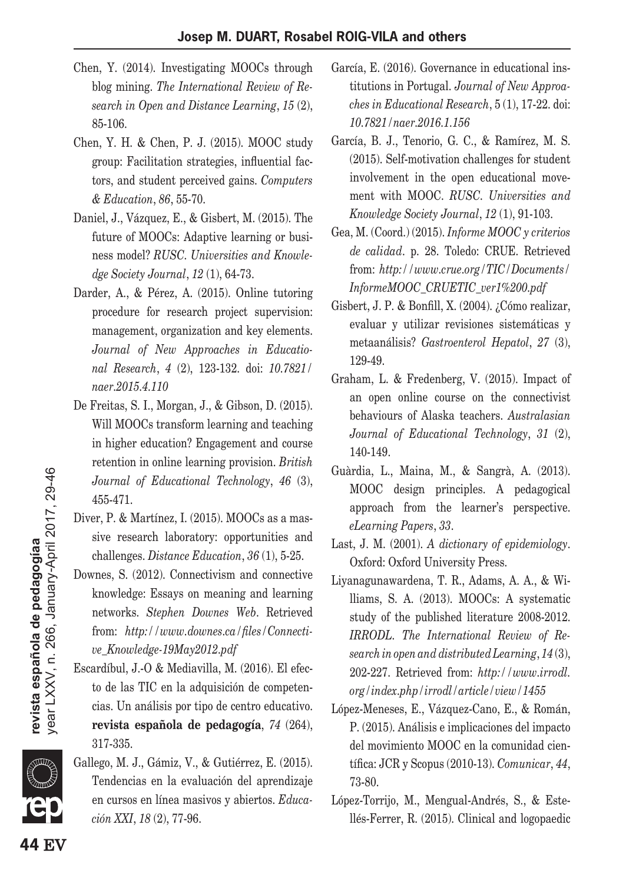Chen, Y. (2014). Investigating MOOCs through blog mining. *The International Review of Research in Open and Distance Learning*, *15* (2), 85-106.

Chen, Y. H. & Chen, P. J. (2015). MOOC study group: Facilitation strategies, influential factors, and student perceived gains. *Computers & Education*, *86*, 55-70.

Daniel, J., Vázquez, E., & Gisbert, M. (2015). The future of MOOCs: Adaptive learning or business model? *RUSC. Universities and Knowledge Society Journal*, *12* (1), 64-73.

Darder, A., & Pérez, A. (2015). Online tutoring procedure for research project supervision: management, organization and key elements. *Journal of New Approaches in Educational Research*, *4* (2), 123-132. doi: *10.7821/naer.2015.4.110*

De Freitas, S. I., Morgan, J., & Gibson, D. (2015). Will MOOCs transform learning and teaching in higher education? Engagement and course retention in online learning provision. *British Journal of Educational Technology*, *46* (3), 455-471.

Diver, P. & Martínez, I. (2015). MOOCs as a massive research laboratory: opportunities and challenges. *Distance Education*, *36* (1), 5-25.

Downes, S. (2012). Connectivism and connective knowledge: Essays on meaning and learning networks. *Stephen Downes Web*. Retrieved from: *http://www.downes.ca/files/Connective_Knowledge-19May2012.pdf*

Escardíbul, J.-O & Mediavilla, M. (2016). El efecto de las TIC en la adquisición de competencias. Un análisis por tipo de centro educativo. **revista española de pedagogía**, *74* (264), 317-335.

Gallego, M. J., Gámiz, V., & Gutiérrez, E. (2015). Tendencias en la evaluación del aprendizaje en cursos en línea masivos y abiertos. *Educación XXI*, *18* (2), 77-96.

García, E. (2016). Governance in educational institutions in Portugal. *Journal of New Approaches in Educational Research*, 5 (1), 17-22. doi: *10.7821/naer.2016.1.156*

García, B. J., Tenorio, G. C., & Ramírez, M. S. (2015). Self-motivation challenges for student involvement in the open educational movement with MOOC. *RUSC. Universities and Knowledge Society Journal*, *12* (1), 91-103.

Gea, M. (Coord.) (2015). *Informe MOOC y criterios de calidad*. p. 28. Toledo: CRUE. Retrieved from: *http://www.crue.org/TIC/Documents/InformeMOOC_CRUETIC_ver1%200.pdf*

Gisbert, J. P. & Bonfill, X. (2004). ¿Cómo realizar, evaluar y utilizar revisiones sistemáticas y metaanálisis? *Gastroenterol Hepatol*, *27* (3), 129-49.

Graham, L. & Fredenberg, V. (2015). Impact of an open online course on the connectivist behaviours of Alaska teachers. *Australasian Journal of Educational Technology*, *31* (2), 140-149.

Guàrdia, L., Maina, M., & Sangrà, A. (2013). MOOC design principles. A pedagogical approach from the learner's perspective. *eLearning Papers*, *33*.

Last, J. M. (2001). *A dictionary of epidemiology*. Oxford: Oxford University Press.

Liyanagunawardena, T. R., Adams, A. A., & Williams, S. A. (2013). MOOCs: A systematic study of the published literature 2008-2012. *IRRODL. The International Review of Research in open and distributed Learning*, *14* (3), 202-227. Retrieved from: *http://www.irrodl.org/index.php/irrodl/article/view/1455*

López-Meneses, E., Vázquez-Cano, E., & Román, P. (2015). Análisis e implicaciones del impacto del movimiento MOOC en la comunidad científica: JCR y Scopus (2010-13). *Comunicar*, *44*, 73-80.

López-Torrijo, M., Mengual-Andrés, S., & Estellés-Ferrer, R. (2015). Clinical and logopaedic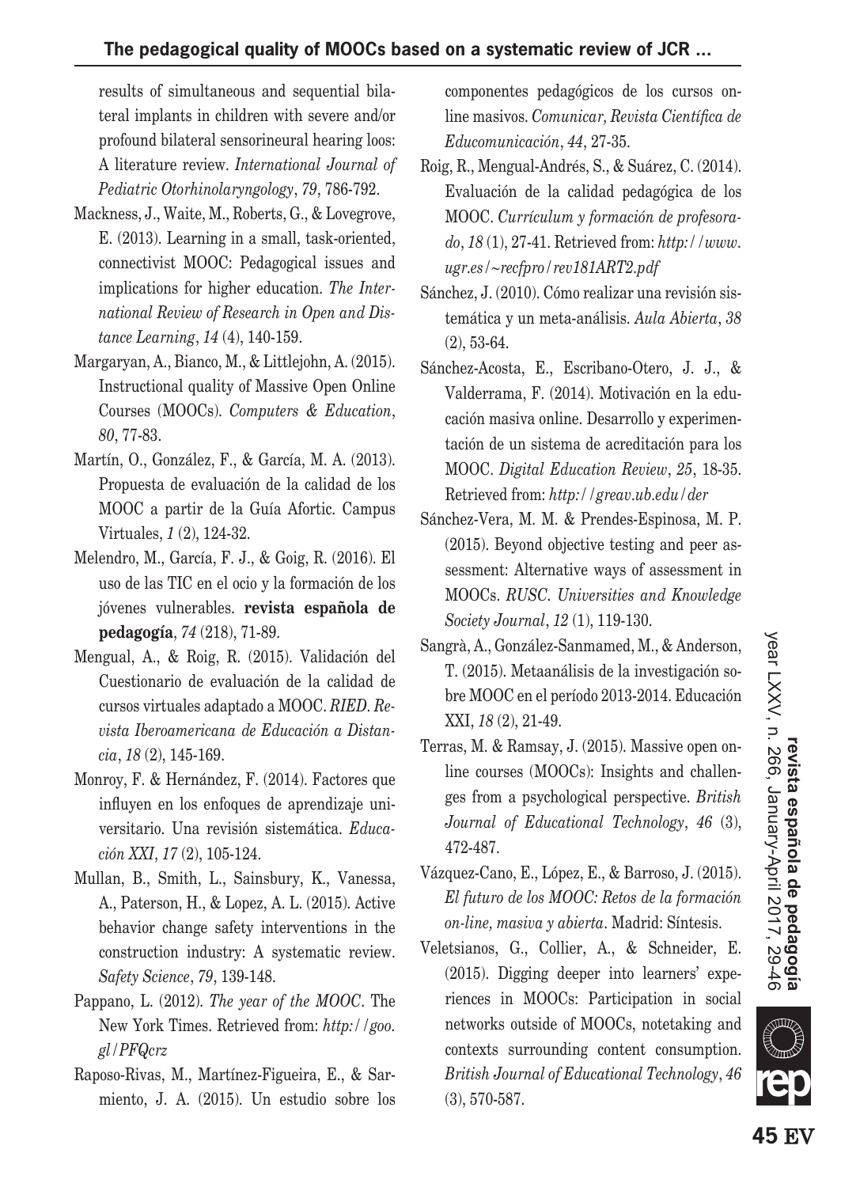results of simultaneous and sequential bilateral implants in children with severe and/or profound bilateral sensorineural hearing loos: A literature review. *International Journal of Pediatric Otorhinolaryngology*, *79*, 786-792.

Mackness, J., Waite, M., Roberts, G., & Lovegrove, E. (2013). Learning in a small, task-oriented, connectivist MOOC: Pedagogical issues and implications for higher education. *The International Review of Research in Open and Distance Learning*, *14* (4), 140-159.

Margaryan, A., Bianco, M., & Littlejohn, A. (2015). Instructional quality of Massive Open Online Courses (MOOCs). *Computers & Education*, *80*, 77-83.

Martín, O., González, F., & García, M. A. (2013). Propuesta de evaluación de la calidad de los MOOC a partir de la Guía Afortic. Campus Virtuales, *1* (2), 124-32.

Melendro, M., García, F. J., & Goig, R. (2016). El uso de las TIC en el ocio y la formación de los jóvenes vulnerables. **revista española de pedagogía**, *74* (218), 71-89.

Mengual, A., & Roig, R. (2015). Validación del Cuestionario de evaluación de la calidad de cursos virtuales adaptado a MOOC. *RIED. Revista Iberoamericana de Educación a Distancia*, *18* (2), 145-169.

Monroy, F. & Hernández, F. (2014). Factores que influyen en los enfoques de aprendizaje universitario. Una revisión sistemática. *Educación XXI*, *17* (2), 105-124.

Mullan, B., Smith, L., Sainsbury, K., Vanessa, A., Paterson, H., & Lopez, A. L. (2015). Active behavior change safety interventions in the construction industry: A systematic review. *Safety Science*, *79*, 139-148.

Pappano, L. (2012). *The year of the MOOC*. The New York Times. Retrieved from: *http://goo.gl/PFQcrz*

Raposo-Rivas, M., Martínez-Figueira, E., & Sarmiento, J. A. (2015). Un estudio sobre los componentes pedagógicos de los cursos online masivos. *Comunicar, Revista Científica de Educomunicación*, *44*, 27-35.

Roig, R., Mengual-Andrés, S., & Suárez, C. (2014). Evaluación de la calidad pedagógica de los MOOC. *Currículum y formación de profesorado*, *18* (1), 27-41. Retrieved from: *http://www.ugr.es/~recfpro/rev181ART2.pdf*

Sánchez, J. (2010). Cómo realizar una revisión sistemática y un meta-análisis. *Aula Abierta*, *38* (2), 53-64.

Sánchez-Acosta, E., Escribano-Otero, J. J., & Valderrama, F. (2014). Motivación en la educación masiva online. Desarrollo y experimentación de un sistema de acreditación para los MOOC. *Digital Education Review*, *25*, 18-35. Retrieved from: *http://greav.ub.edu/der*

Sánchez-Vera, M. M. & Prendes-Espinosa, M. P. (2015). Beyond objective testing and peer assessment: Alternative ways of assessment in MOOCs. *RUSC. Universities and Knowledge Society Journal*, *12* (1), 119-130.

Sangrà, A., González-Sanmamed, M., & Anderson, T. (2015). Metaanálisis de la investigación sobre MOOC en el período 2013-2014. Educación XXI, *18* (2), 21-49.

Terras, M. & Ramsay, J. (2015). Massive open online courses (MOOCs): Insights and challenges from a psychological perspective. *British Journal of Educational Technology*, *46* (3), 472-487.

Vázquez-Cano, E., López, E., & Barroso, J. (2015). *El futuro de los MOOC: Retos de la formación on-line, masiva y abierta*. Madrid: Síntesis.

Veletsianos, G., Collier, A., & Schneider, E. (2015). Digging deeper into learners' experiences in MOOCs: Participation in social networks outside of MOOCs, notetaking and contexts surrounding content consumption. *British Journal of Educational Technology*, *46* (3), 570-587.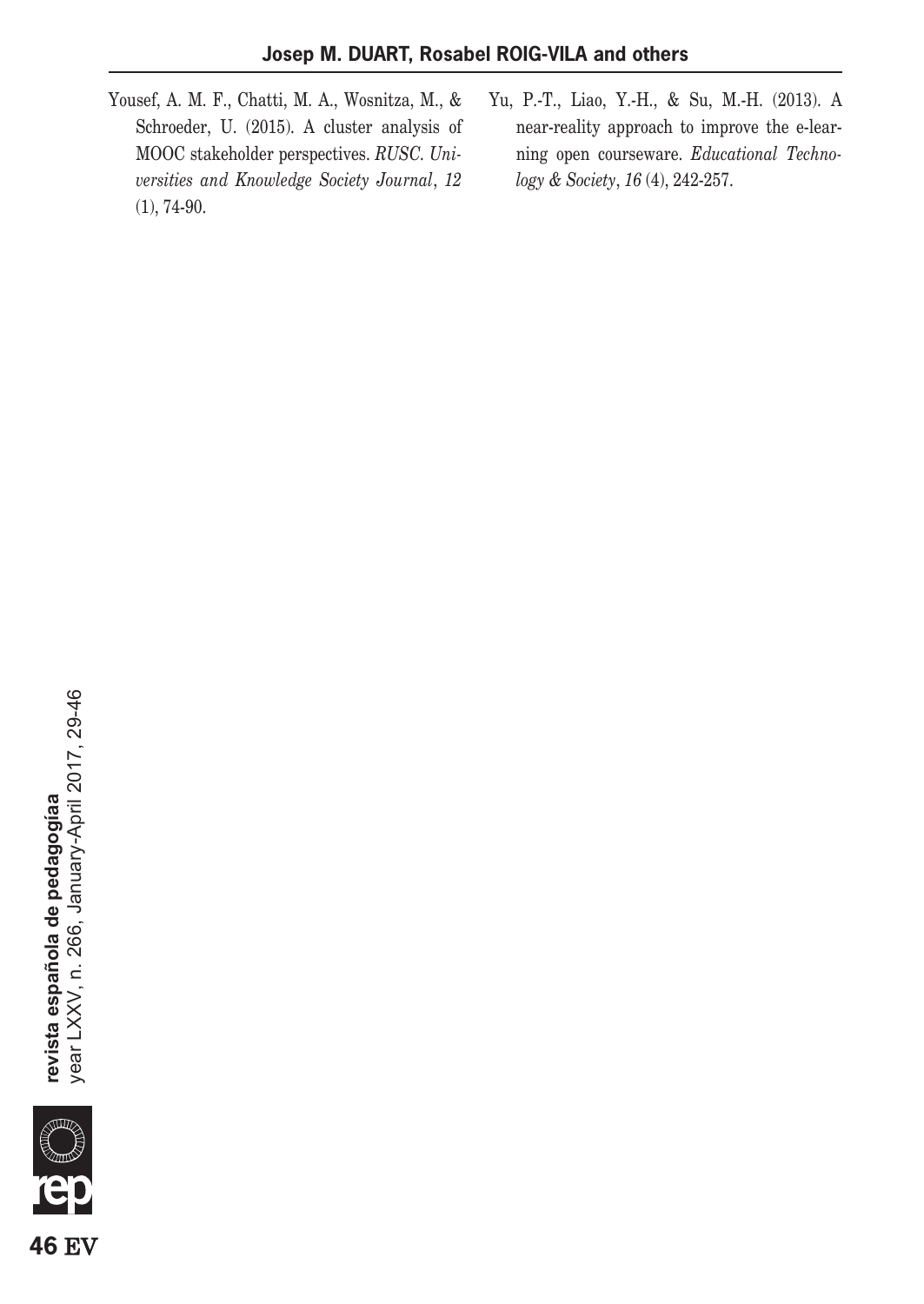Yousef, A. M. F., Chatti, M. A., Wosnitza, M., & Schroeder, U. (2015). A cluster analysis of MOOC stakeholder perspectives. *RUSC. Universities and Knowledge Society Journal*, *12* (1), 74-90.

Yu, P.-T., Liao, Y.-H., & Su, M.-H. (2013). A near-reality approach to improve the e-learning open courseware. *Educational Technology & Society*, *16* (4), 242-257.